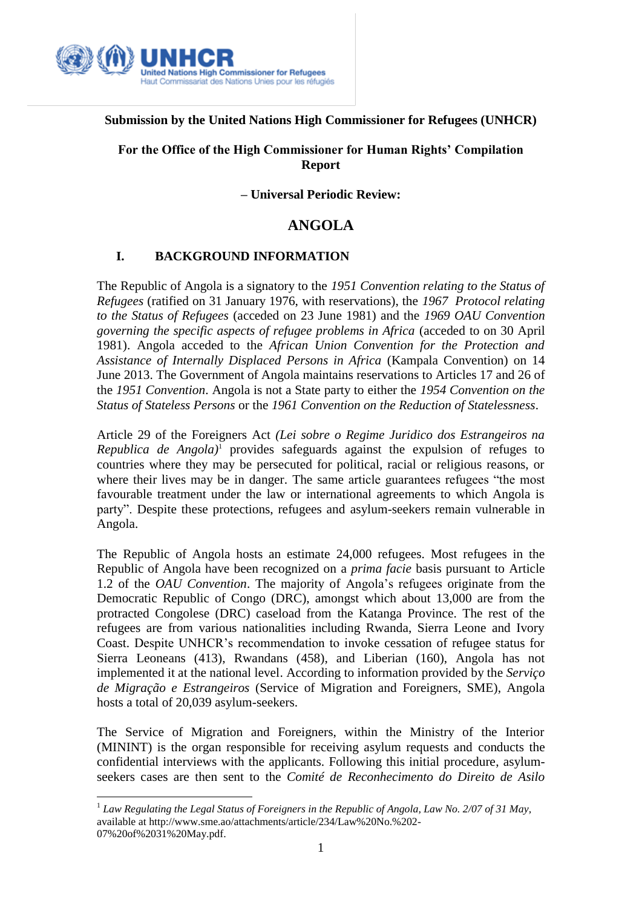**Submission by the United Nations High Commissioner for Refugees (UNHCR)**

**For the Office of the High Commissioner for Human Rights' Compilation Report**

**– Universal Periodic Review:**

# ANGOLA

## I. BACKGROUND INFORMATION

The Republic of Angola is a signatory to the *1951 Convention relating to the Status of Refugees* (ratified on 31 January 1976, with reservations), the *1967 Protocol relating to the Status of Refugees* (acceded on 23 June 1981) and the *1969 OAU Convention governing the specific aspects of refugee problems in Africa* (acceded to on 30 April 1981). Angola acceded to the *African Union Convention for the Protection and Assistance of Internally Displaced Persons in Africa* (Kampala Convention) on 14 June 2013. The Government of Angola maintains reservations to Articles 17 and 26 of the *1951 Convention*. Angola is not a State party to either the *1954 Convention on the Status of Stateless Persons* or the *1961 Convention on the Reduction of Statelessness*.

Article 29 of the Foreigners Act *(Lei sobre o Regime Juridico dos Estrangeiros na Republica de Angola)*[1] provides safeguards against the expulsion of refuges to countries where they may be persecuted for political, racial or religious reasons, or where their lives may be in danger. The same article guarantees refugees "the most favourable treatment under the law or international agreements to which Angola is party". Despite these protections, refugees and asylum-seekers remain vulnerable in Angola.

The Republic of Angola hosts an estimate 24,000 refugees. Most refugees in the Republic of Angola have been recognized on a *prima facie* basis pursuant to Article 1.2 of the *OAU Convention*. The majority of Angola's refugees originate from the Democratic Republic of Congo (DRC), amongst which about 13,000 are from the protracted Congolese (DRC) caseload from the Katanga Province. The rest of the refugees are from various nationalities including Rwanda, Sierra Leone and Ivory Coast. Despite UNHCR's recommendation to invoke cessation of refugee status for Sierra Leoneans (413), Rwandans (458), and Liberian (160), Angola has not implemented it at the national level. According to information provided by the *Serviço de Migração e Estrangeiros* (Service of Migration and Foreigners, SME), Angola hosts a total of 20,039 asylum-seekers.

The Service of Migration and Foreigners, within the Ministry of the Interior (MININT) is the organ responsible for receiving asylum requests and conducts the confidential interviews with the applicants. Following this initial procedure, asylum-seekers cases are then sent to the *Comité de Reconhecimento do Direito de Asilo*

---

[1] *Law Regulating the Legal Status of Foreigners in the Republic of Angola, Law No. 2/07 of 31 May*, available at http://www.sme.ao/attachments/article/234/Law%20No.%202-07%20of%2031%20May.pdf.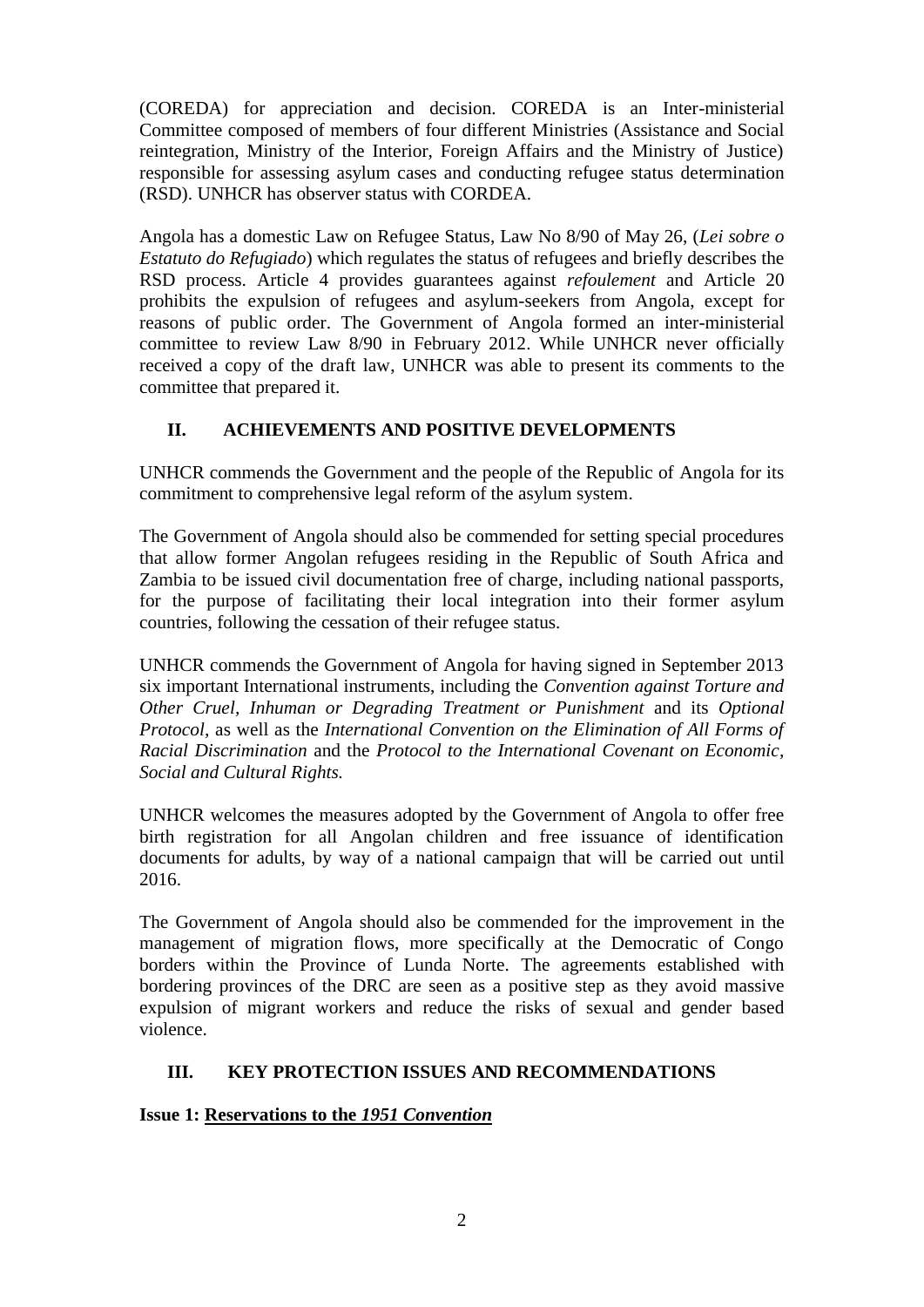(COREDA) for appreciation and decision. COREDA is an Inter-ministerial Committee composed of members of four different Ministries (Assistance and Social reintegration, Ministry of the Interior, Foreign Affairs and the Ministry of Justice) responsible for assessing asylum cases and conducting refugee status determination (RSD). UNHCR has observer status with CORDEA.

Angola has a domestic Law on Refugee Status, Law No 8/90 of May 26, (*Lei sobre o Estatuto do Refugiado*) which regulates the status of refugees and briefly describes the RSD process. Article 4 provides guarantees against *refoulement* and Article 20 prohibits the expulsion of refugees and asylum-seekers from Angola, except for reasons of public order. The Government of Angola formed an inter-ministerial committee to review Law 8/90 in February 2012. While UNHCR never officially received a copy of the draft law, UNHCR was able to present its comments to the committee that prepared it.

## II. ACHIEVEMENTS AND POSITIVE DEVELOPMENTS

UNHCR commends the Government and the people of the Republic of Angola for its commitment to comprehensive legal reform of the asylum system.

The Government of Angola should also be commended for setting special procedures that allow former Angolan refugees residing in the Republic of South Africa and Zambia to be issued civil documentation free of charge, including national passports, for the purpose of facilitating their local integration into their former asylum countries, following the cessation of their refugee status.

UNHCR commends the Government of Angola for having signed in September 2013 six important International instruments, including the *Convention against Torture and Other Cruel, Inhuman or Degrading Treatment or Punishment* and its *Optional Protocol*, as well as the *International Convention on the Elimination of All Forms of Racial Discrimination* and the *Protocol to the International Covenant on Economic, Social and Cultural Rights.*

UNHCR welcomes the measures adopted by the Government of Angola to offer free birth registration for all Angolan children and free issuance of identification documents for adults, by way of a national campaign that will be carried out until 2016.

The Government of Angola should also be commended for the improvement in the management of migration flows, more specifically at the Democratic of Congo borders within the Province of Lunda Norte. The agreements established with bordering provinces of the DRC are seen as a positive step as they avoid massive expulsion of migrant workers and reduce the risks of sexual and gender based violence.

## III. KEY PROTECTION ISSUES AND RECOMMENDATIONS

**Issue 1: <u>Reservations to the *1951 Convention*</u>**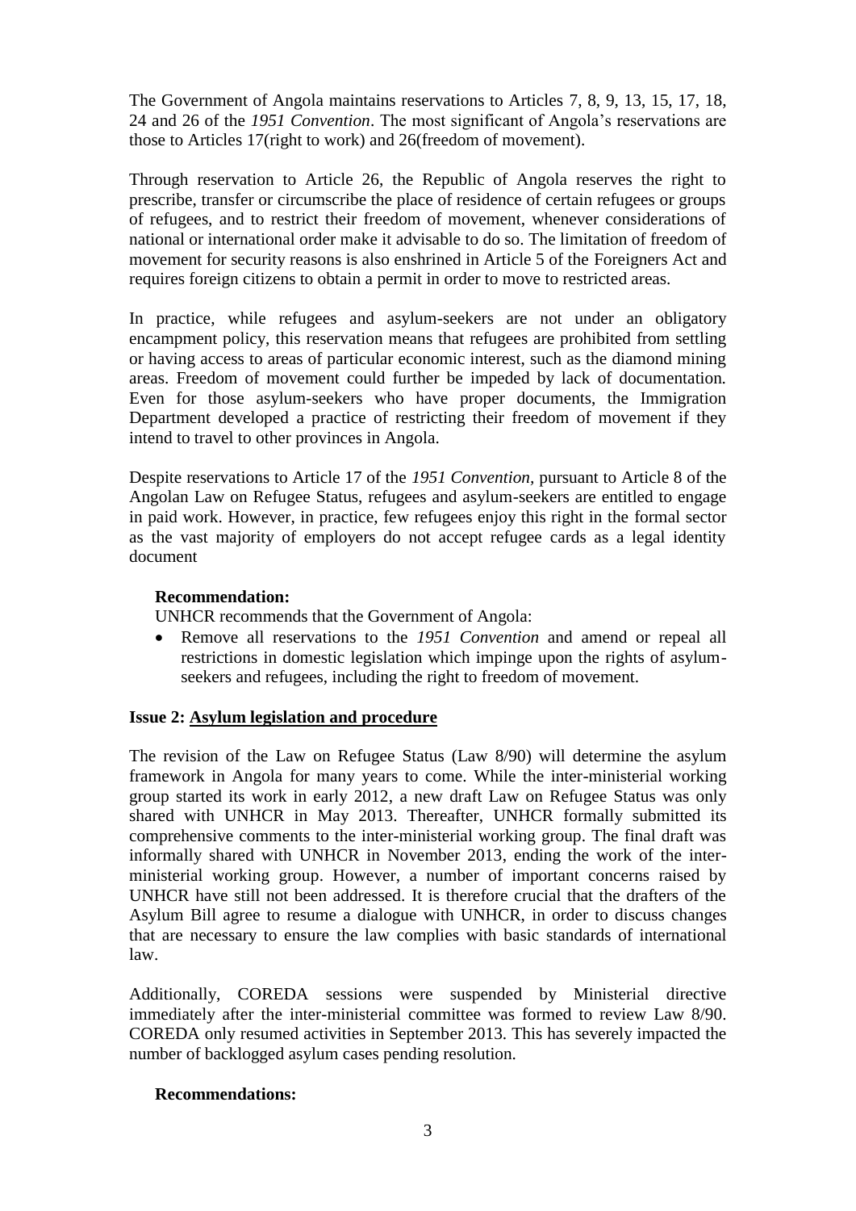The Government of Angola maintains reservations to Articles 7, 8, 9, 13, 15, 17, 18, 24 and 26 of the *1951 Convention*. The most significant of Angola's reservations are those to Articles 17(right to work) and 26(freedom of movement).

Through reservation to Article 26, the Republic of Angola reserves the right to prescribe, transfer or circumscribe the place of residence of certain refugees or groups of refugees, and to restrict their freedom of movement, whenever considerations of national or international order make it advisable to do so. The limitation of freedom of movement for security reasons is also enshrined in Article 5 of the Foreigners Act and requires foreign citizens to obtain a permit in order to move to restricted areas.

In practice, while refugees and asylum-seekers are not under an obligatory encampment policy, this reservation means that refugees are prohibited from settling or having access to areas of particular economic interest, such as the diamond mining areas. Freedom of movement could further be impeded by lack of documentation. Even for those asylum-seekers who have proper documents, the Immigration Department developed a practice of restricting their freedom of movement if they intend to travel to other provinces in Angola.

Despite reservations to Article 17 of the *1951 Convention*, pursuant to Article 8 of the Angolan Law on Refugee Status, refugees and asylum-seekers are entitled to engage in paid work. However, in practice, few refugees enjoy this right in the formal sector as the vast majority of employers do not accept refugee cards as a legal identity document

**Recommendation:**

UNHCR recommends that the Government of Angola:

- Remove all reservations to the *1951 Convention* and amend or repeal all restrictions in domestic legislation which impinge upon the rights of asylum-seekers and refugees, including the right to freedom of movement.

**Issue 2: <u>Asylum legislation and procedure</u>**

The revision of the Law on Refugee Status (Law 8/90) will determine the asylum framework in Angola for many years to come. While the inter-ministerial working group started its work in early 2012, a new draft Law on Refugee Status was only shared with UNHCR in May 2013. Thereafter, UNHCR formally submitted its comprehensive comments to the inter-ministerial working group. The final draft was informally shared with UNHCR in November 2013, ending the work of the inter-ministerial working group. However, a number of important concerns raised by UNHCR have still not been addressed. It is therefore crucial that the drafters of the Asylum Bill agree to resume a dialogue with UNHCR, in order to discuss changes that are necessary to ensure the law complies with basic standards of international law.

Additionally, COREDA sessions were suspended by Ministerial directive immediately after the inter-ministerial committee was formed to review Law 8/90. COREDA only resumed activities in September 2013. This has severely impacted the number of backlogged asylum cases pending resolution.

**Recommendations:**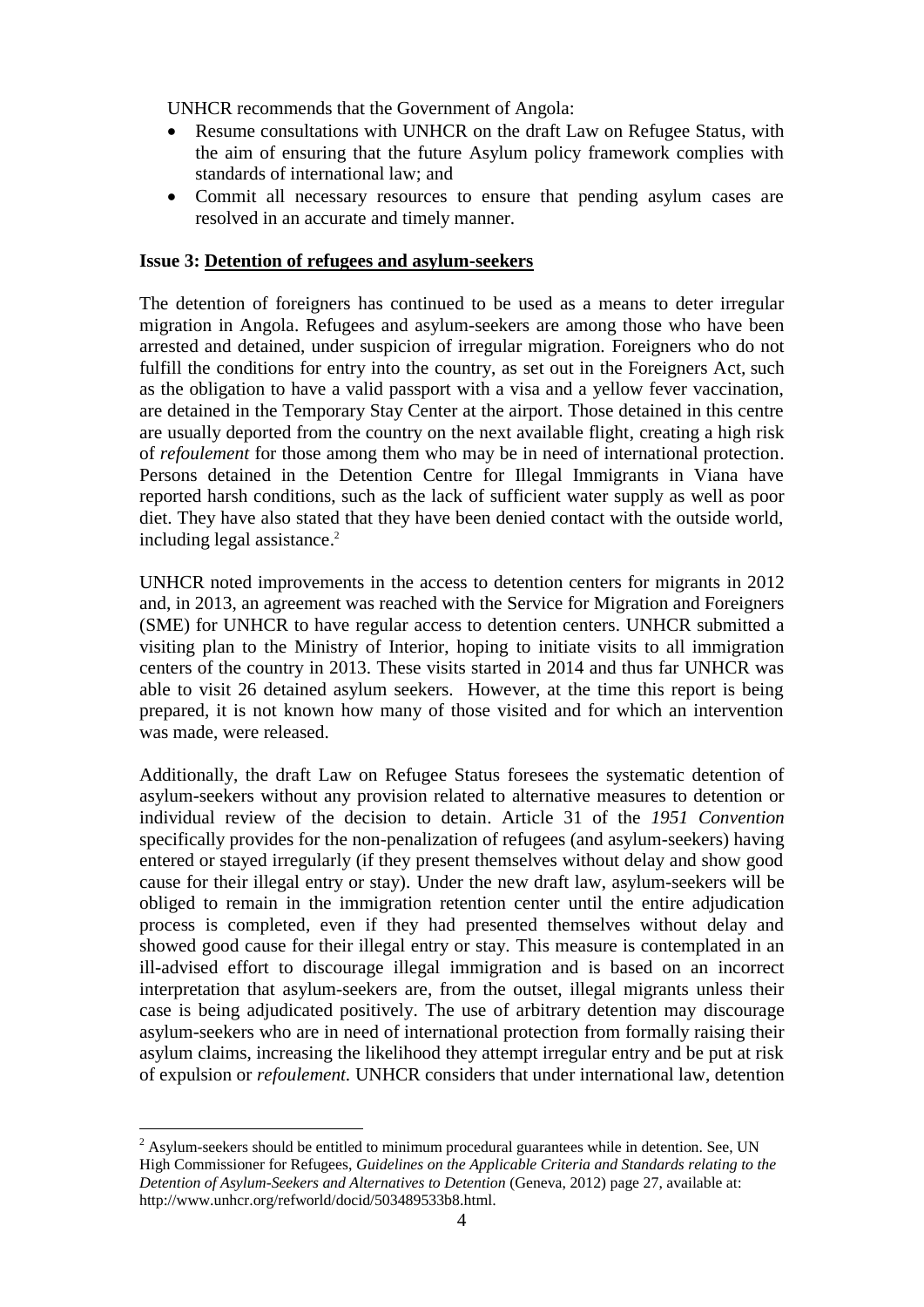UNHCR recommends that the Government of Angola:

- Resume consultations with UNHCR on the draft Law on Refugee Status, with the aim of ensuring that the future Asylum policy framework complies with standards of international law; and
- Commit all necessary resources to ensure that pending asylum cases are resolved in an accurate and timely manner.

**Issue 3: <u>Detention of refugees and asylum-seekers</u>**

The detention of foreigners has continued to be used as a means to deter irregular migration in Angola. Refugees and asylum-seekers are among those who have been arrested and detained, under suspicion of irregular migration. Foreigners who do not fulfill the conditions for entry into the country, as set out in the Foreigners Act, such as the obligation to have a valid passport with a visa and a yellow fever vaccination, are detained in the Temporary Stay Center at the airport. Those detained in this centre are usually deported from the country on the next available flight, creating a high risk of *refoulement* for those among them who may be in need of international protection. Persons detained in the Detention Centre for Illegal Immigrants in Viana have reported harsh conditions, such as the lack of sufficient water supply as well as poor diet. They have also stated that they have been denied contact with the outside world, including legal assistance.[2]

UNHCR noted improvements in the access to detention centers for migrants in 2012 and, in 2013, an agreement was reached with the Service for Migration and Foreigners (SME) for UNHCR to have regular access to detention centers. UNHCR submitted a visiting plan to the Ministry of Interior, hoping to initiate visits to all immigration centers of the country in 2013. These visits started in 2014 and thus far UNHCR was able to visit 26 detained asylum seekers. However, at the time this report is being prepared, it is not known how many of those visited and for which an intervention was made, were released.

Additionally, the draft Law on Refugee Status foresees the systematic detention of asylum-seekers without any provision related to alternative measures to detention or individual review of the decision to detain. Article 31 of the *1951 Convention* specifically provides for the non-penalization of refugees (and asylum-seekers) having entered or stayed irregularly (if they present themselves without delay and show good cause for their illegal entry or stay). Under the new draft law, asylum-seekers will be obliged to remain in the immigration retention center until the entire adjudication process is completed, even if they had presented themselves without delay and showed good cause for their illegal entry or stay. This measure is contemplated in an ill-advised effort to discourage illegal immigration and is based on an incorrect interpretation that asylum-seekers are, from the outset, illegal migrants unless their case is being adjudicated positively. The use of arbitrary detention may discourage asylum-seekers who are in need of international protection from formally raising their asylum claims, increasing the likelihood they attempt irregular entry and be put at risk of expulsion or *refoulement*. UNHCR considers that under international law, detention

---

[2] Asylum-seekers should be entitled to minimum procedural guarantees while in detention. See, UN High Commissioner for Refugees, *Guidelines on the Applicable Criteria and Standards relating to the Detention of Asylum-Seekers and Alternatives to Detention* (Geneva, 2012) page 27, available at: http://www.unhcr.org/refworld/docid/503489533b8.html.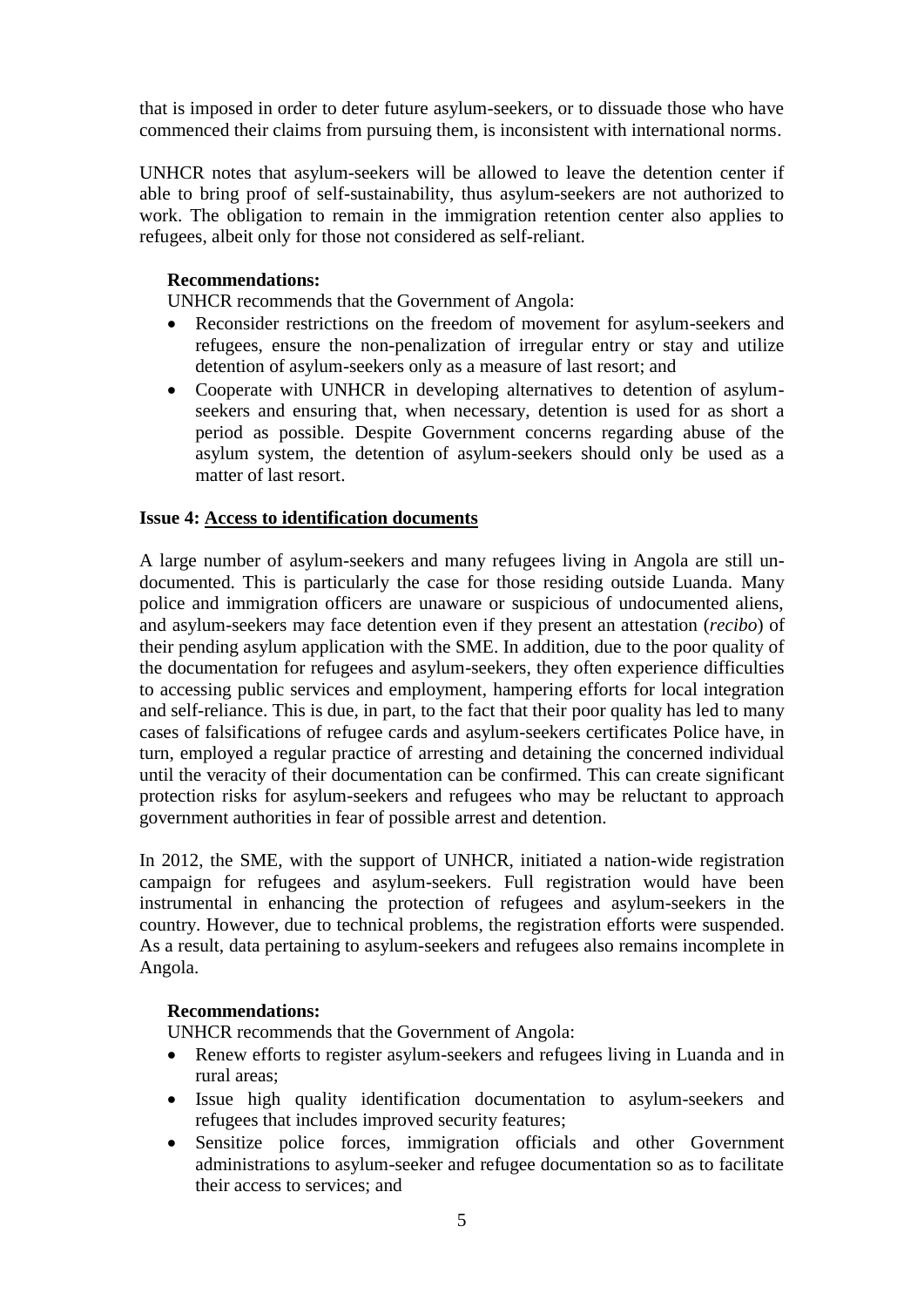that is imposed in order to deter future asylum-seekers, or to dissuade those who have commenced their claims from pursuing them, is inconsistent with international norms.

UNHCR notes that asylum-seekers will be allowed to leave the detention center if able to bring proof of self-sustainability, thus asylum-seekers are not authorized to work. The obligation to remain in the immigration retention center also applies to refugees, albeit only for those not considered as self-reliant.

**Recommendations:**

UNHCR recommends that the Government of Angola:

- Reconsider restrictions on the freedom of movement for asylum-seekers and refugees, ensure the non-penalization of irregular entry or stay and utilize detention of asylum-seekers only as a measure of last resort; and
- Cooperate with UNHCR in developing alternatives to detention of asylum-seekers and ensuring that, when necessary, detention is used for as short a period as possible. Despite Government concerns regarding abuse of the asylum system, the detention of asylum-seekers should only be used as a matter of last resort.

**Issue 4: <u>Access to identification documents</u>**

A large number of asylum-seekers and many refugees living in Angola are still un-documented. This is particularly the case for those residing outside Luanda. Many police and immigration officers are unaware or suspicious of undocumented aliens, and asylum-seekers may face detention even if they present an attestation (*recibo*) of their pending asylum application with the SME. In addition, due to the poor quality of the documentation for refugees and asylum-seekers, they often experience difficulties to accessing public services and employment, hampering efforts for local integration and self-reliance. This is due, in part, to the fact that their poor quality has led to many cases of falsifications of refugee cards and asylum-seekers certificates Police have, in turn, employed a regular practice of arresting and detaining the concerned individual until the veracity of their documentation can be confirmed. This can create significant protection risks for asylum-seekers and refugees who may be reluctant to approach government authorities in fear of possible arrest and detention.

In 2012, the SME, with the support of UNHCR, initiated a nation-wide registration campaign for refugees and asylum-seekers. Full registration would have been instrumental in enhancing the protection of refugees and asylum-seekers in the country. However, due to technical problems, the registration efforts were suspended. As a result, data pertaining to asylum-seekers and refugees also remains incomplete in Angola.

**Recommendations:**

UNHCR recommends that the Government of Angola:

- Renew efforts to register asylum-seekers and refugees living in Luanda and in rural areas;
- Issue high quality identification documentation to asylum-seekers and refugees that includes improved security features;
- Sensitize police forces, immigration officials and other Government administrations to asylum-seeker and refugee documentation so as to facilitate their access to services; and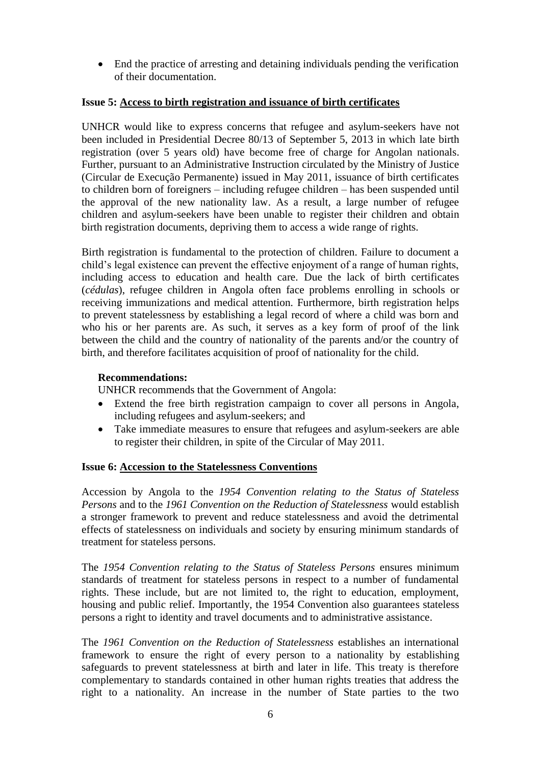- End the practice of arresting and detaining individuals pending the verification of their documentation.

**Issue 5: Access to birth registration and issuance of birth certificates**

UNHCR would like to express concerns that refugee and asylum-seekers have not been included in Presidential Decree 80/13 of September 5, 2013 in which late birth registration (over 5 years old) have become free of charge for Angolan nationals. Further, pursuant to an Administrative Instruction circulated by the Ministry of Justice (Circular de Execução Permanente) issued in May 2011, issuance of birth certificates to children born of foreigners – including refugee children – has been suspended until the approval of the new nationality law. As a result, a large number of refugee children and asylum-seekers have been unable to register their children and obtain birth registration documents, depriving them to access a wide range of rights.

Birth registration is fundamental to the protection of children. Failure to document a child's legal existence can prevent the effective enjoyment of a range of human rights, including access to education and health care. Due the lack of birth certificates (*cédulas*), refugee children in Angola often face problems enrolling in schools or receiving immunizations and medical attention. Furthermore, birth registration helps to prevent statelessness by establishing a legal record of where a child was born and who his or her parents are. As such, it serves as a key form of proof of the link between the child and the country of nationality of the parents and/or the country of birth, and therefore facilitates acquisition of proof of nationality for the child.

**Recommendations:**

UNHCR recommends that the Government of Angola:

- Extend the free birth registration campaign to cover all persons in Angola, including refugees and asylum-seekers; and
- Take immediate measures to ensure that refugees and asylum-seekers are able to register their children, in spite of the Circular of May 2011.

**Issue 6: Accession to the Statelessness Conventions**

Accession by Angola to the *1954 Convention relating to the Status of Stateless Persons* and to the *1961 Convention on the Reduction of Statelessness* would establish a stronger framework to prevent and reduce statelessness and avoid the detrimental effects of statelessness on individuals and society by ensuring minimum standards of treatment for stateless persons.

The *1954 Convention relating to the Status of Stateless Persons* ensures minimum standards of treatment for stateless persons in respect to a number of fundamental rights. These include, but are not limited to, the right to education, employment, housing and public relief. Importantly, the 1954 Convention also guarantees stateless persons a right to identity and travel documents and to administrative assistance.

The *1961 Convention on the Reduction of Statelessness* establishes an international framework to ensure the right of every person to a nationality by establishing safeguards to prevent statelessness at birth and later in life. This treaty is therefore complementary to standards contained in other human rights treaties that address the right to a nationality. An increase in the number of State parties to the two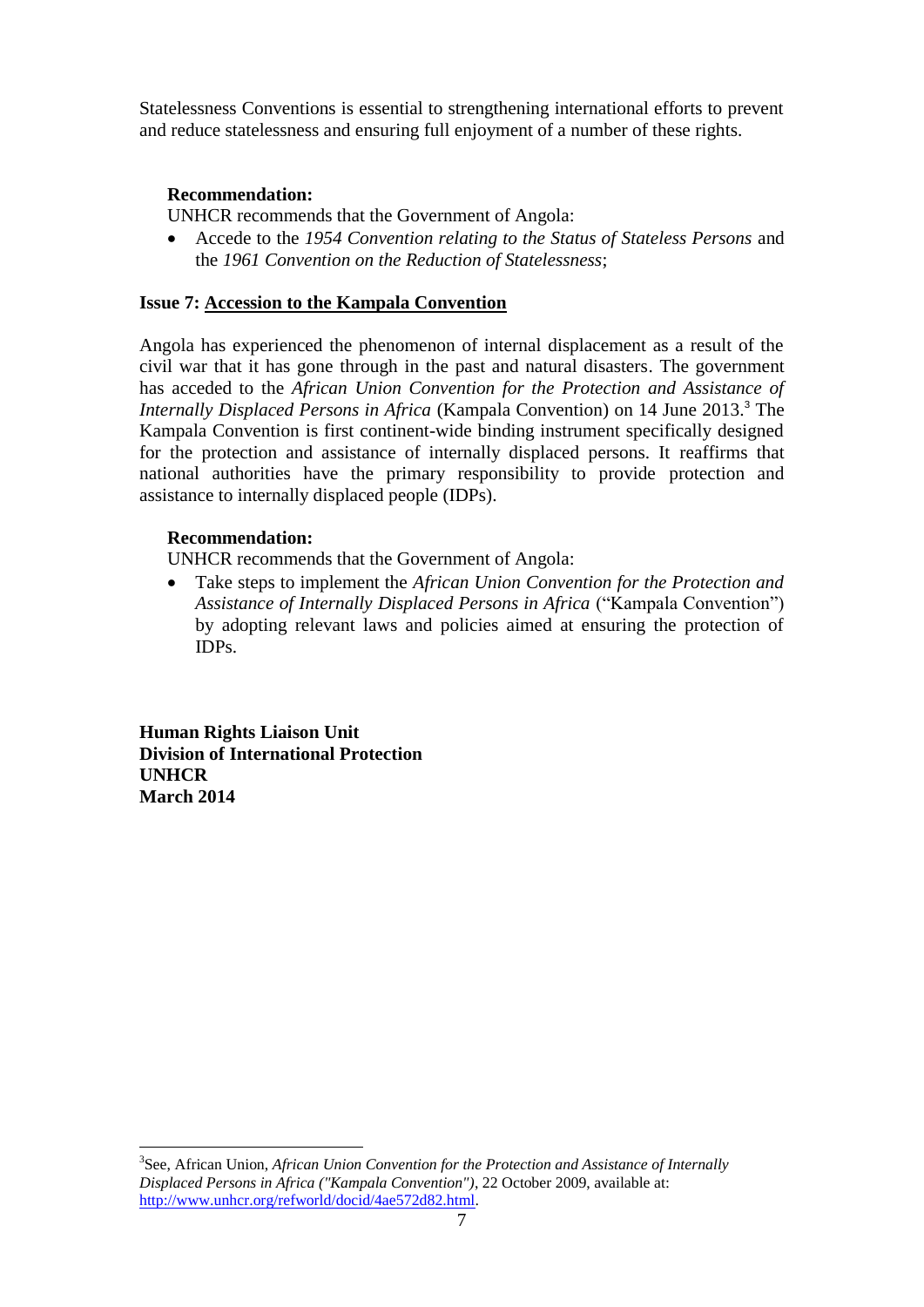Statelessness Conventions is essential to strengthening international efforts to prevent and reduce statelessness and ensuring full enjoyment of a number of these rights.

**Recommendation:**

UNHCR recommends that the Government of Angola:

- Accede to the *1954 Convention relating to the Status of Stateless Persons* and the *1961 Convention on the Reduction of Statelessness*;

**Issue 7: Accession to the Kampala Convention**

Angola has experienced the phenomenon of internal displacement as a result of the civil war that it has gone through in the past and natural disasters. The government has acceded to the *African Union Convention for the Protection and Assistance of Internally Displaced Persons in Africa* (Kampala Convention) on 14 June 2013.[3] The Kampala Convention is first continent-wide binding instrument specifically designed for the protection and assistance of internally displaced persons. It reaffirms that national authorities have the primary responsibility to provide protection and assistance to internally displaced people (IDPs).

**Recommendation:**

UNHCR recommends that the Government of Angola:

- Take steps to implement the *African Union Convention for the Protection and Assistance of Internally Displaced Persons in Africa* ("Kampala Convention") by adopting relevant laws and policies aimed at ensuring the protection of IDPs.

**Human Rights Liaison Unit**
**Division of International Protection**
**UNHCR**
**March 2014**

---

[3] See, African Union, *African Union Convention for the Protection and Assistance of Internally Displaced Persons in Africa ("Kampala Convention")*, 22 October 2009, available at: http://www.unhcr.org/refworld/docid/4ae572d82.html.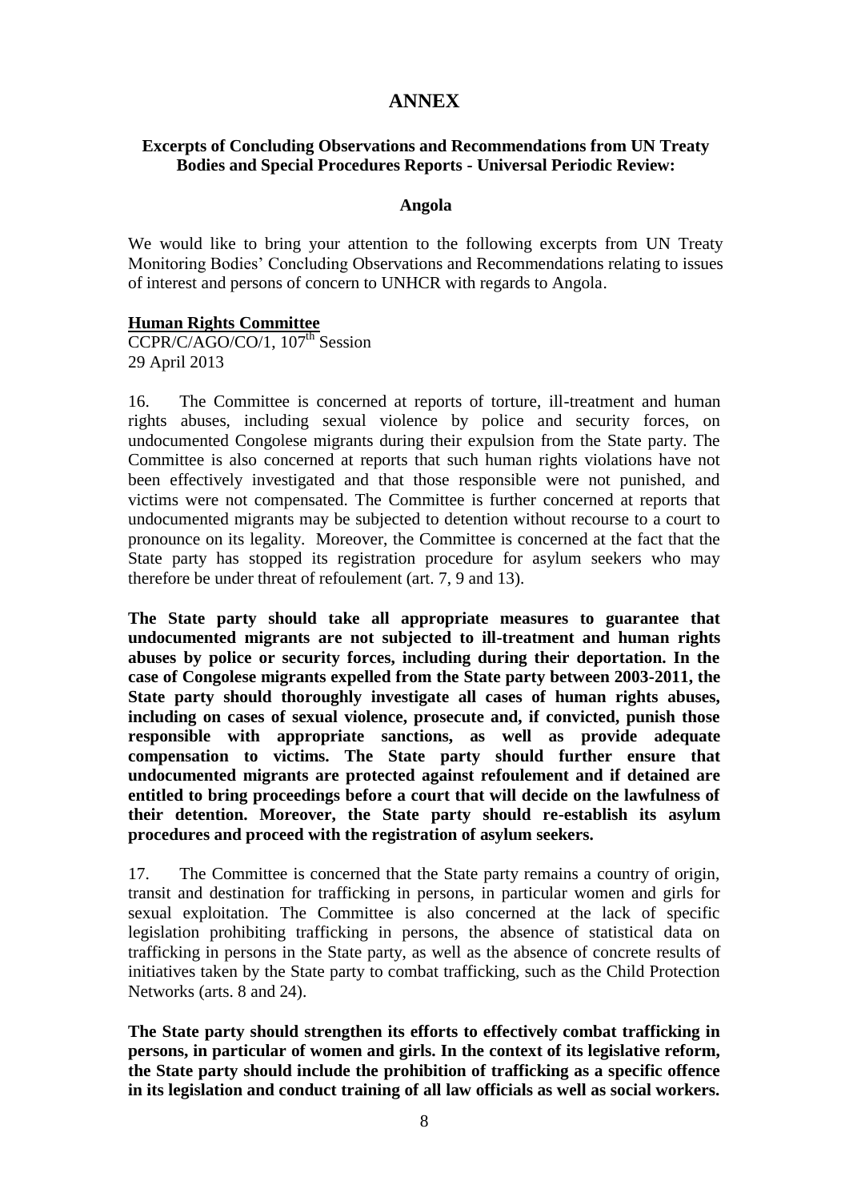# ANNEX

**Excerpts of Concluding Observations and Recommendations from UN Treaty Bodies and Special Procedures Reports - Universal Periodic Review:**

**Angola**

We would like to bring your attention to the following excerpts from UN Treaty Monitoring Bodies' Concluding Observations and Recommendations relating to issues of interest and persons of concern to UNHCR with regards to Angola.

**Human Rights Committee**

CCPR/C/AGO/CO/1, 107th Session
29 April 2013

16. The Committee is concerned at reports of torture, ill-treatment and human rights abuses, including sexual violence by police and security forces, on undocumented Congolese migrants during their expulsion from the State party. The Committee is also concerned at reports that such human rights violations have not been effectively investigated and that those responsible were not punished, and victims were not compensated. The Committee is further concerned at reports that undocumented migrants may be subjected to detention without recourse to a court to pronounce on its legality. Moreover, the Committee is concerned at the fact that the State party has stopped its registration procedure for asylum seekers who may therefore be under threat of refoulement (art. 7, 9 and 13).

**The State party should take all appropriate measures to guarantee that undocumented migrants are not subjected to ill-treatment and human rights abuses by police or security forces, including during their deportation. In the case of Congolese migrants expelled from the State party between 2003-2011, the State party should thoroughly investigate all cases of human rights abuses, including on cases of sexual violence, prosecute and, if convicted, punish those responsible with appropriate sanctions, as well as provide adequate compensation to victims. The State party should further ensure that undocumented migrants are protected against refoulement and if detained are entitled to bring proceedings before a court that will decide on the lawfulness of their detention. Moreover, the State party should re-establish its asylum procedures and proceed with the registration of asylum seekers.**

17. The Committee is concerned that the State party remains a country of origin, transit and destination for trafficking in persons, in particular women and girls for sexual exploitation. The Committee is also concerned at the lack of specific legislation prohibiting trafficking in persons, the absence of statistical data on trafficking in persons in the State party, as well as the absence of concrete results of initiatives taken by the State party to combat trafficking, such as the Child Protection Networks (arts. 8 and 24).

**The State party should strengthen its efforts to effectively combat trafficking in persons, in particular of women and girls. In the context of its legislative reform, the State party should include the prohibition of trafficking as a specific offence in its legislation and conduct training of all law officials as well as social workers.**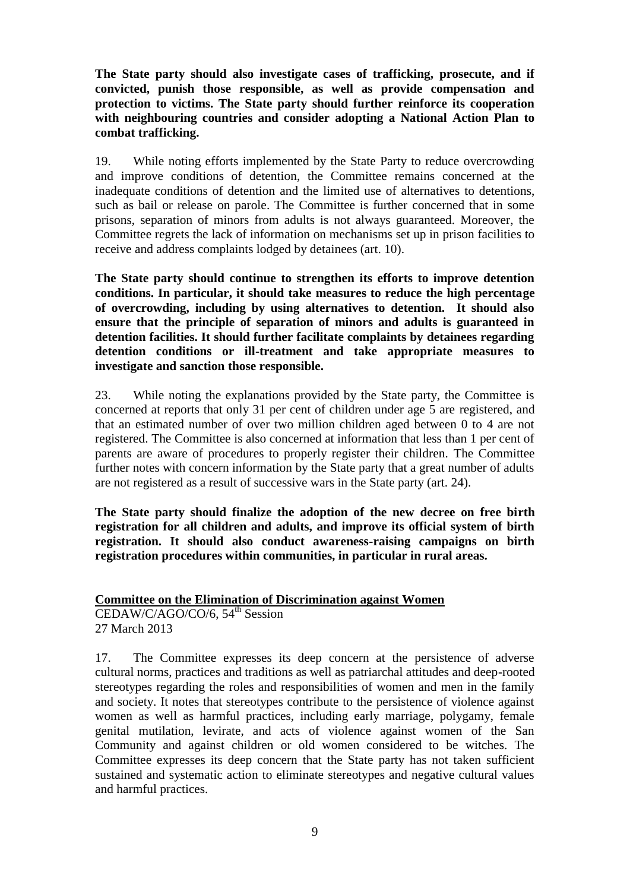**The State party should also investigate cases of trafficking, prosecute, and if convicted, punish those responsible, as well as provide compensation and protection to victims. The State party should further reinforce its cooperation with neighbouring countries and consider adopting a National Action Plan to combat trafficking.**

19. While noting efforts implemented by the State Party to reduce overcrowding and improve conditions of detention, the Committee remains concerned at the inadequate conditions of detention and the limited use of alternatives to detentions, such as bail or release on parole. The Committee is further concerned that in some prisons, separation of minors from adults is not always guaranteed. Moreover, the Committee regrets the lack of information on mechanisms set up in prison facilities to receive and address complaints lodged by detainees (art. 10).

**The State party should continue to strengthen its efforts to improve detention conditions. In particular, it should take measures to reduce the high percentage of overcrowding, including by using alternatives to detention. It should also ensure that the principle of separation of minors and adults is guaranteed in detention facilities. It should further facilitate complaints by detainees regarding detention conditions or ill-treatment and take appropriate measures to investigate and sanction those responsible.**

23. While noting the explanations provided by the State party, the Committee is concerned at reports that only 31 per cent of children under age 5 are registered, and that an estimated number of over two million children aged between 0 to 4 are not registered. The Committee is also concerned at information that less than 1 per cent of parents are aware of procedures to properly register their children. The Committee further notes with concern information by the State party that a great number of adults are not registered as a result of successive wars in the State party (art. 24).

**The State party should finalize the adoption of the new decree on free birth registration for all children and adults, and improve its official system of birth registration. It should also conduct awareness-raising campaigns on birth registration procedures within communities, in particular in rural areas.**

**Committee on the Elimination of Discrimination against Women**
CEDAW/C/AGO/CO/6, 54th Session
27 March 2013

17. The Committee expresses its deep concern at the persistence of adverse cultural norms, practices and traditions as well as patriarchal attitudes and deep-rooted stereotypes regarding the roles and responsibilities of women and men in the family and society. It notes that stereotypes contribute to the persistence of violence against women as well as harmful practices, including early marriage, polygamy, female genital mutilation, levirate, and acts of violence against women of the San Community and against children or old women considered to be witches. The Committee expresses its deep concern that the State party has not taken sufficient sustained and systematic action to eliminate stereotypes and negative cultural values and harmful practices.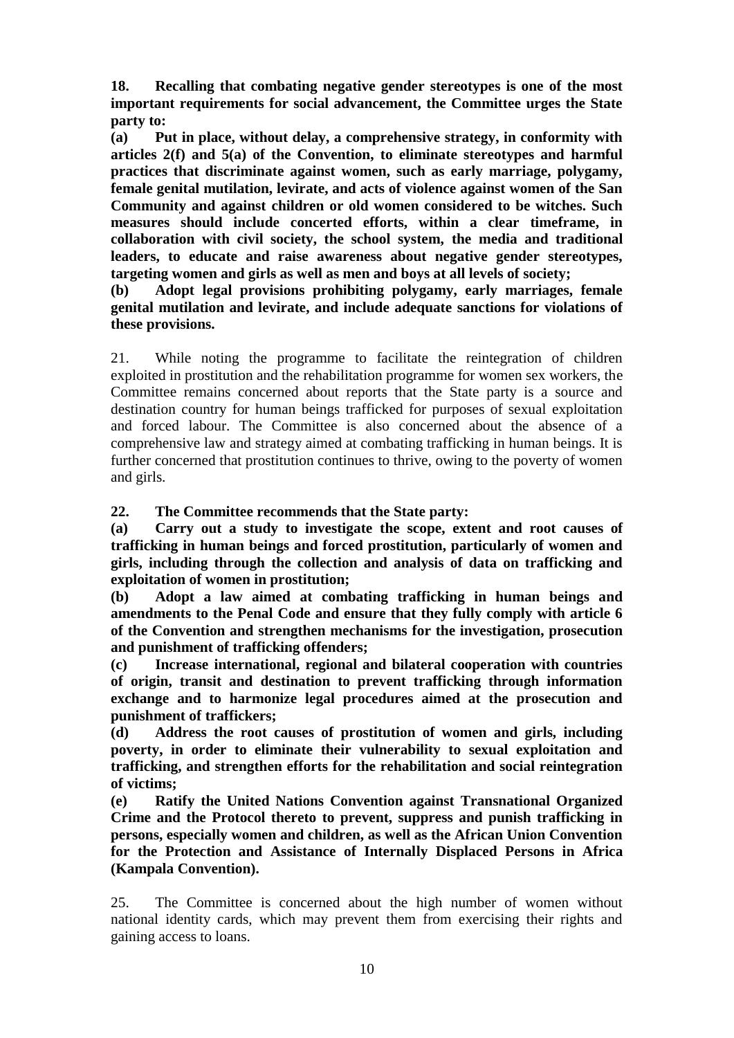**18. Recalling that combating negative gender stereotypes is one of the most important requirements for social advancement, the Committee urges the State party to:**

**(a) Put in place, without delay, a comprehensive strategy, in conformity with articles 2(f) and 5(a) of the Convention, to eliminate stereotypes and harmful practices that discriminate against women, such as early marriage, polygamy, female genital mutilation, levirate, and acts of violence against women of the San Community and against children or old women considered to be witches. Such measures should include concerted efforts, within a clear timeframe, in collaboration with civil society, the school system, the media and traditional leaders, to educate and raise awareness about negative gender stereotypes, targeting women and girls as well as men and boys at all levels of society;**

**(b) Adopt legal provisions prohibiting polygamy, early marriages, female genital mutilation and levirate, and include adequate sanctions for violations of these provisions.**

21. While noting the programme to facilitate the reintegration of children exploited in prostitution and the rehabilitation programme for women sex workers, the Committee remains concerned about reports that the State party is a source and destination country for human beings trafficked for purposes of sexual exploitation and forced labour. The Committee is also concerned about the absence of a comprehensive law and strategy aimed at combating trafficking in human beings. It is further concerned that prostitution continues to thrive, owing to the poverty of women and girls.

**22. The Committee recommends that the State party:**

**(a) Carry out a study to investigate the scope, extent and root causes of trafficking in human beings and forced prostitution, particularly of women and girls, including through the collection and analysis of data on trafficking and exploitation of women in prostitution;**

**(b) Adopt a law aimed at combating trafficking in human beings and amendments to the Penal Code and ensure that they fully comply with article 6 of the Convention and strengthen mechanisms for the investigation, prosecution and punishment of trafficking offenders;**

**(c) Increase international, regional and bilateral cooperation with countries of origin, transit and destination to prevent trafficking through information exchange and to harmonize legal procedures aimed at the prosecution and punishment of traffickers;**

**(d) Address the root causes of prostitution of women and girls, including poverty, in order to eliminate their vulnerability to sexual exploitation and trafficking, and strengthen efforts for the rehabilitation and social reintegration of victims;**

**(e) Ratify the United Nations Convention against Transnational Organized Crime and the Protocol thereto to prevent, suppress and punish trafficking in persons, especially women and children, as well as the African Union Convention for the Protection and Assistance of Internally Displaced Persons in Africa (Kampala Convention).**

25. The Committee is concerned about the high number of women without national identity cards, which may prevent them from exercising their rights and gaining access to loans.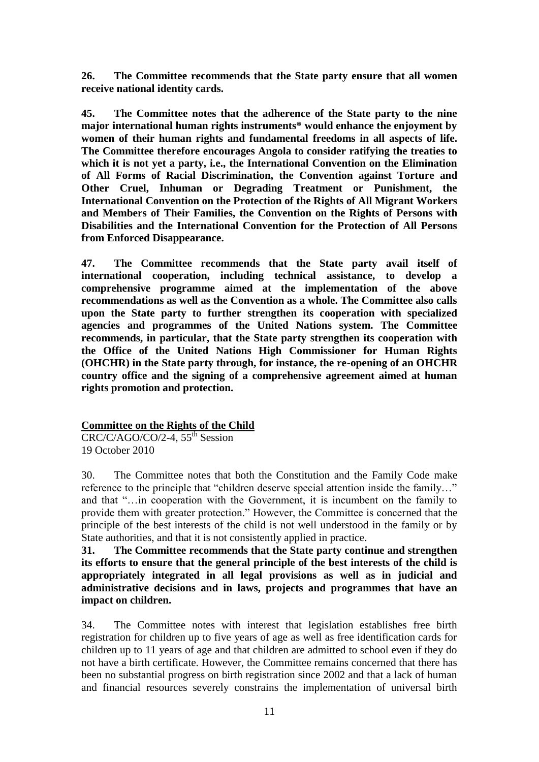**26. The Committee recommends that the State party ensure that all women receive national identity cards.**

**45. The Committee notes that the adherence of the State party to the nine major international human rights instruments* would enhance the enjoyment by women of their human rights and fundamental freedoms in all aspects of life. The Committee therefore encourages Angola to consider ratifying the treaties to which it is not yet a party, i.e., the International Convention on the Elimination of All Forms of Racial Discrimination, the Convention against Torture and Other Cruel, Inhuman or Degrading Treatment or Punishment, the International Convention on the Protection of the Rights of All Migrant Workers and Members of Their Families, the Convention on the Rights of Persons with Disabilities and the International Convention for the Protection of All Persons from Enforced Disappearance.**

**47. The Committee recommends that the State party avail itself of international cooperation, including technical assistance, to develop a comprehensive programme aimed at the implementation of the above recommendations as well as the Convention as a whole. The Committee also calls upon the State party to further strengthen its cooperation with specialized agencies and programmes of the United Nations system. The Committee recommends, in particular, that the State party strengthen its cooperation with the Office of the United Nations High Commissioner for Human Rights (OHCHR) in the State party through, for instance, the re-opening of an OHCHR country office and the signing of a comprehensive agreement aimed at human rights promotion and protection.**

**Committee on the Rights of the Child**

CRC/C/AGO/CO/2-4, 55th Session
19 October 2010

30. The Committee notes that both the Constitution and the Family Code make reference to the principle that "children deserve special attention inside the family…" and that "…in cooperation with the Government, it is incumbent on the family to provide them with greater protection." However, the Committee is concerned that the principle of the best interests of the child is not well understood in the family or by State authorities, and that it is not consistently applied in practice.

**31. The Committee recommends that the State party continue and strengthen its efforts to ensure that the general principle of the best interests of the child is appropriately integrated in all legal provisions as well as in judicial and administrative decisions and in laws, projects and programmes that have an impact on children.**

34. The Committee notes with interest that legislation establishes free birth registration for children up to five years of age as well as free identification cards for children up to 11 years of age and that children are admitted to school even if they do not have a birth certificate. However, the Committee remains concerned that there has been no substantial progress on birth registration since 2002 and that a lack of human and financial resources severely constrains the implementation of universal birth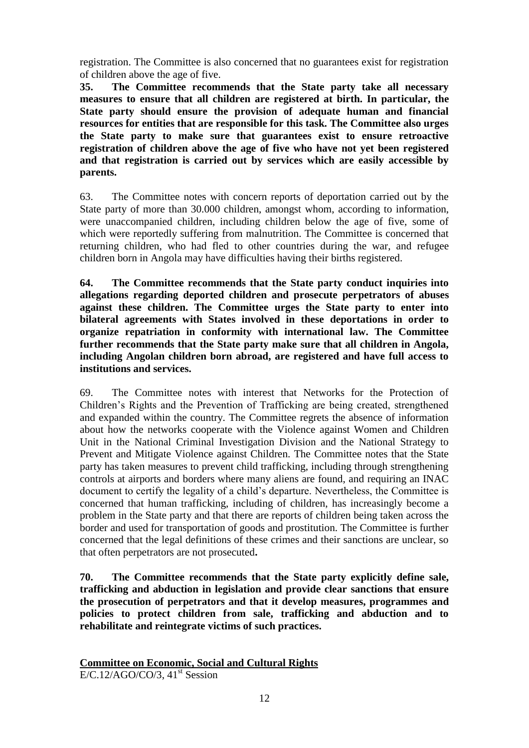registration. The Committee is also concerned that no guarantees exist for registration of children above the age of five.

**35. The Committee recommends that the State party take all necessary measures to ensure that all children are registered at birth. In particular, the State party should ensure the provision of adequate human and financial resources for entities that are responsible for this task. The Committee also urges the State party to make sure that guarantees exist to ensure retroactive registration of children above the age of five who have not yet been registered and that registration is carried out by services which are easily accessible by parents.**

63. The Committee notes with concern reports of deportation carried out by the State party of more than 30.000 children, amongst whom, according to information, were unaccompanied children, including children below the age of five, some of which were reportedly suffering from malnutrition. The Committee is concerned that returning children, who had fled to other countries during the war, and refugee children born in Angola may have difficulties having their births registered.

**64. The Committee recommends that the State party conduct inquiries into allegations regarding deported children and prosecute perpetrators of abuses against these children. The Committee urges the State party to enter into bilateral agreements with States involved in these deportations in order to organize repatriation in conformity with international law. The Committee further recommends that the State party make sure that all children in Angola, including Angolan children born abroad, are registered and have full access to institutions and services.**

69. The Committee notes with interest that Networks for the Protection of Children's Rights and the Prevention of Trafficking are being created, strengthened and expanded within the country. The Committee regrets the absence of information about how the networks cooperate with the Violence against Women and Children Unit in the National Criminal Investigation Division and the National Strategy to Prevent and Mitigate Violence against Children. The Committee notes that the State party has taken measures to prevent child trafficking, including through strengthening controls at airports and borders where many aliens are found, and requiring an INAC document to certify the legality of a child's departure. Nevertheless, the Committee is concerned that human trafficking, including of children, has increasingly become a problem in the State party and that there are reports of children being taken across the border and used for transportation of goods and prostitution. The Committee is further concerned that the legal definitions of these crimes and their sanctions are unclear, so that often perpetrators are not prosecuted**.**

**70. The Committee recommends that the State party explicitly define sale, trafficking and abduction in legislation and provide clear sanctions that ensure the prosecution of perpetrators and that it develop measures, programmes and policies to protect children from sale, trafficking and abduction and to rehabilitate and reintegrate victims of such practices.**

**Committee on Economic, Social and Cultural Rights**

E/C.12/AGO/CO/3, 41st Session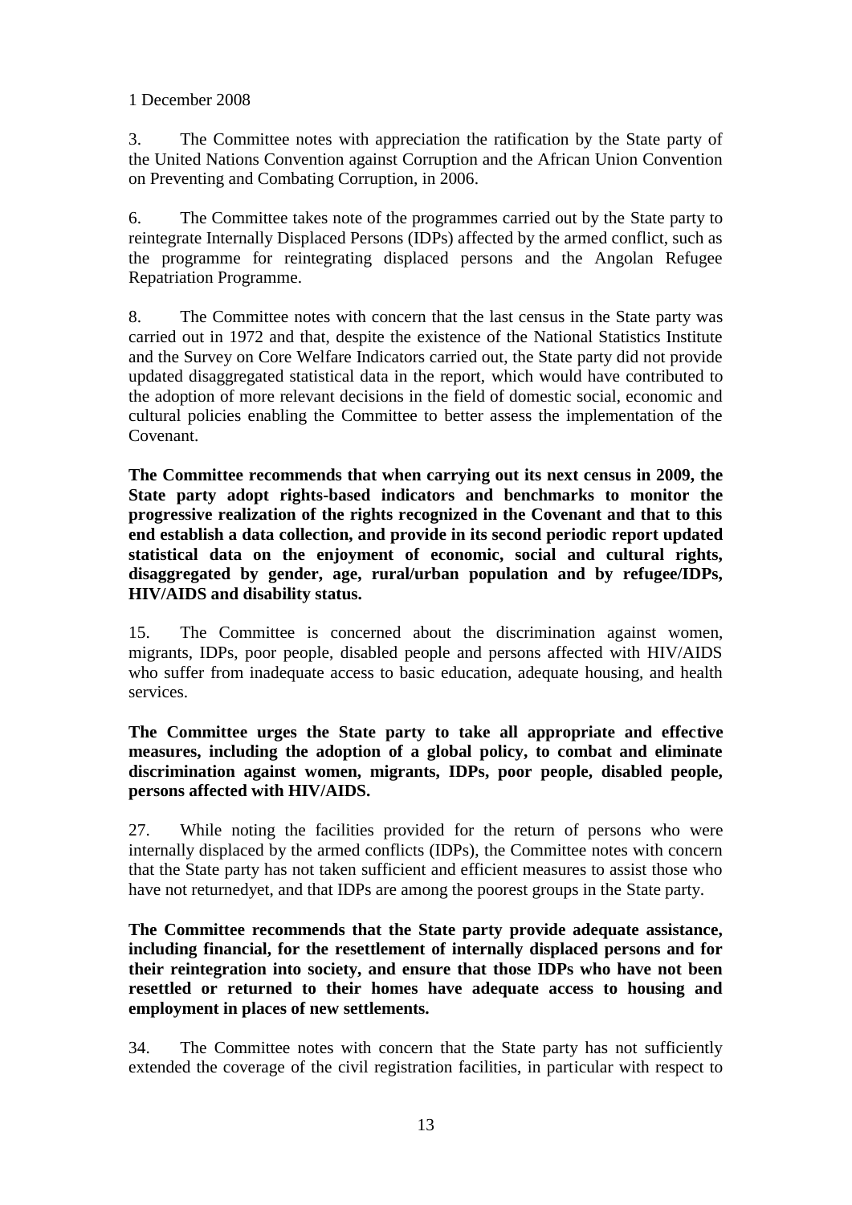1 December 2008

3. The Committee notes with appreciation the ratification by the State party of the United Nations Convention against Corruption and the African Union Convention on Preventing and Combating Corruption, in 2006.

6. The Committee takes note of the programmes carried out by the State party to reintegrate Internally Displaced Persons (IDPs) affected by the armed conflict, such as the programme for reintegrating displaced persons and the Angolan Refugee Repatriation Programme.

8. The Committee notes with concern that the last census in the State party was carried out in 1972 and that, despite the existence of the National Statistics Institute and the Survey on Core Welfare Indicators carried out, the State party did not provide updated disaggregated statistical data in the report, which would have contributed to the adoption of more relevant decisions in the field of domestic social, economic and cultural policies enabling the Committee to better assess the implementation of the Covenant.

**The Committee recommends that when carrying out its next census in 2009, the State party adopt rights-based indicators and benchmarks to monitor the progressive realization of the rights recognized in the Covenant and that to this end establish a data collection, and provide in its second periodic report updated statistical data on the enjoyment of economic, social and cultural rights, disaggregated by gender, age, rural/urban population and by refugee/IDPs, HIV/AIDS and disability status.**

15. The Committee is concerned about the discrimination against women, migrants, IDPs, poor people, disabled people and persons affected with HIV/AIDS who suffer from inadequate access to basic education, adequate housing, and health services.

**The Committee urges the State party to take all appropriate and effective measures, including the adoption of a global policy, to combat and eliminate discrimination against women, migrants, IDPs, poor people, disabled people, persons affected with HIV/AIDS.**

27. While noting the facilities provided for the return of persons who were internally displaced by the armed conflicts (IDPs), the Committee notes with concern that the State party has not taken sufficient and efficient measures to assist those who have not returnedyet, and that IDPs are among the poorest groups in the State party.

**The Committee recommends that the State party provide adequate assistance, including financial, for the resettlement of internally displaced persons and for their reintegration into society, and ensure that those IDPs who have not been resettled or returned to their homes have adequate access to housing and employment in places of new settlements.**

34. The Committee notes with concern that the State party has not sufficiently extended the coverage of the civil registration facilities, in particular with respect to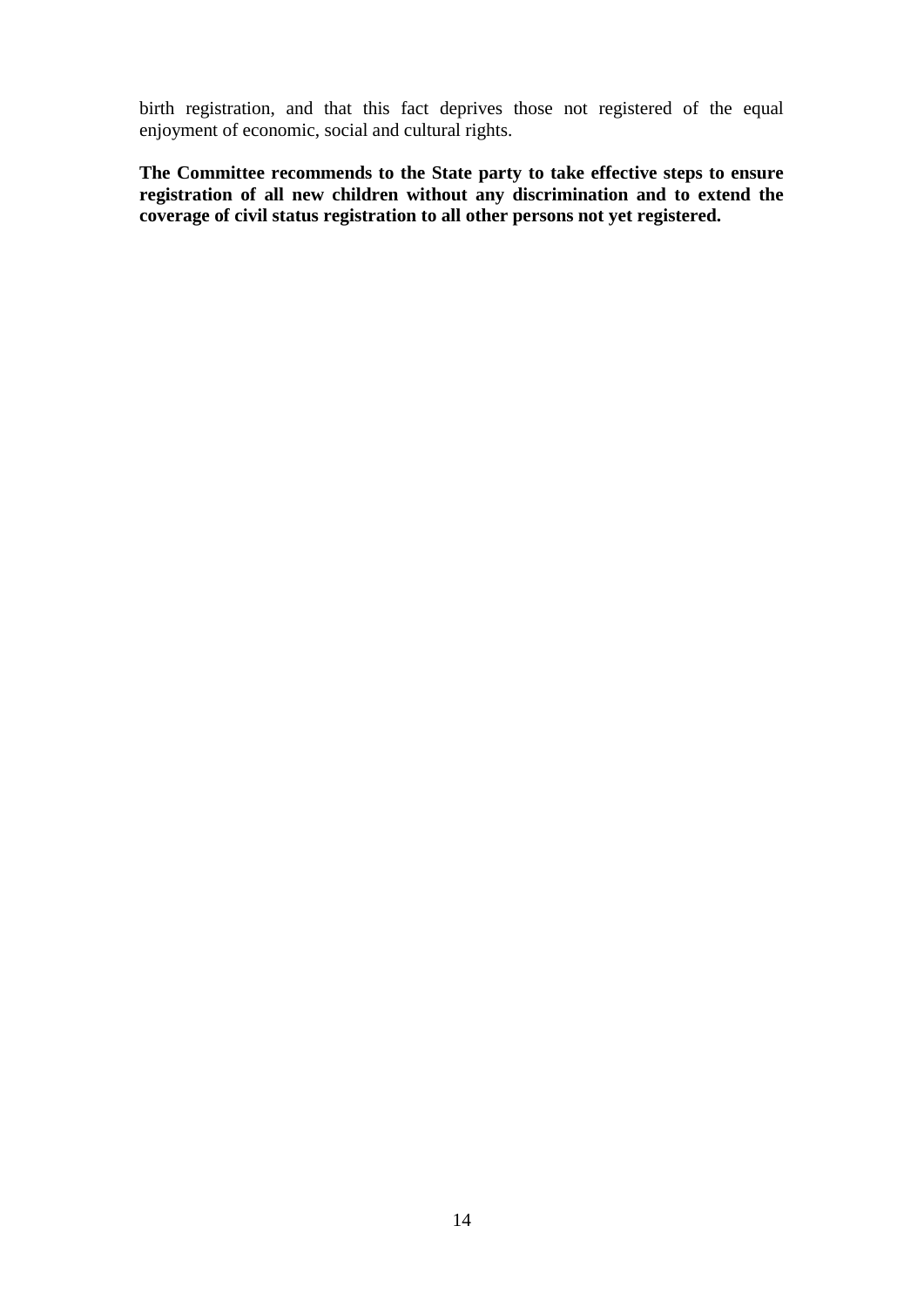birth registration, and that this fact deprives those not registered of the equal enjoyment of economic, social and cultural rights.

**The Committee recommends to the State party to take effective steps to ensure registration of all new children without any discrimination and to extend the coverage of civil status registration to all other persons not yet registered.**